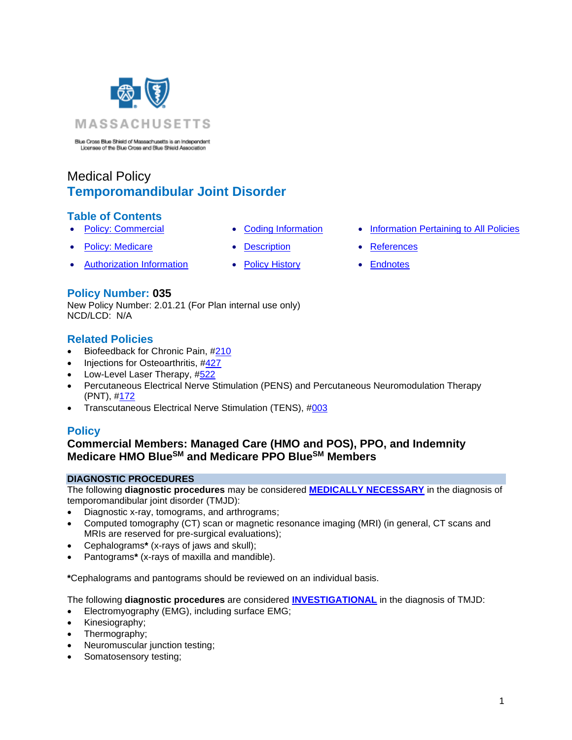MASSACHUSETTS

Blue Cross Blue Shield of Massachusetts is an Independent Licensee of the Blue Cross and Blue Shield Association

# Medical Policy

# Temporomandibular Joint Disorder

## Table of Contents

- Policy: Commercial
- Policy: Medicare
- Authorization Information
- Coding Information
- Description
- Policy History
- Information Pertaining to All Policies
- References
- Endnotes

## Policy Number: 035

New Policy Number: 2.01.21 (For Plan internal use only)
NCD/LCD: N/A

## Related Policies

- Biofeedback for Chronic Pain, #210
- Injections for Osteoarthritis, #427
- Low-Level Laser Therapy, #522
- Percutaneous Electrical Nerve Stimulation (PENS) and Percutaneous Neuromodulation Therapy (PNT), #172
- Transcutaneous Electrical Nerve Stimulation (TENS), #003

## Policy

### Commercial Members: Managed Care (HMO and POS), PPO, and Indemnity Medicare HMO Blue[SM] and Medicare PPO Blue[SM] Members

**DIAGNOSTIC PROCEDURES**

The following **diagnostic procedures** may be considered **MEDICALLY NECESSARY** in the diagnosis of temporomandibular joint disorder (TMJD):

- Diagnostic x-ray, tomograms, and arthrograms;
- Computed tomography (CT) scan or magnetic resonance imaging (MRI) (in general, CT scans and MRIs are reserved for pre-surgical evaluations);
- Cephalograms**\*** (x-rays of jaws and skull);
- Pantograms**\*** (x-rays of maxilla and mandible).

**\***Cephalograms and pantograms should be reviewed on an individual basis.

The following **diagnostic procedures** are considered **INVESTIGATIONAL** in the diagnosis of TMJD:

- Electromyography (EMG), including surface EMG;
- Kinesiography;
- Thermography;
- Neuromuscular junction testing;
- Somatosensory testing;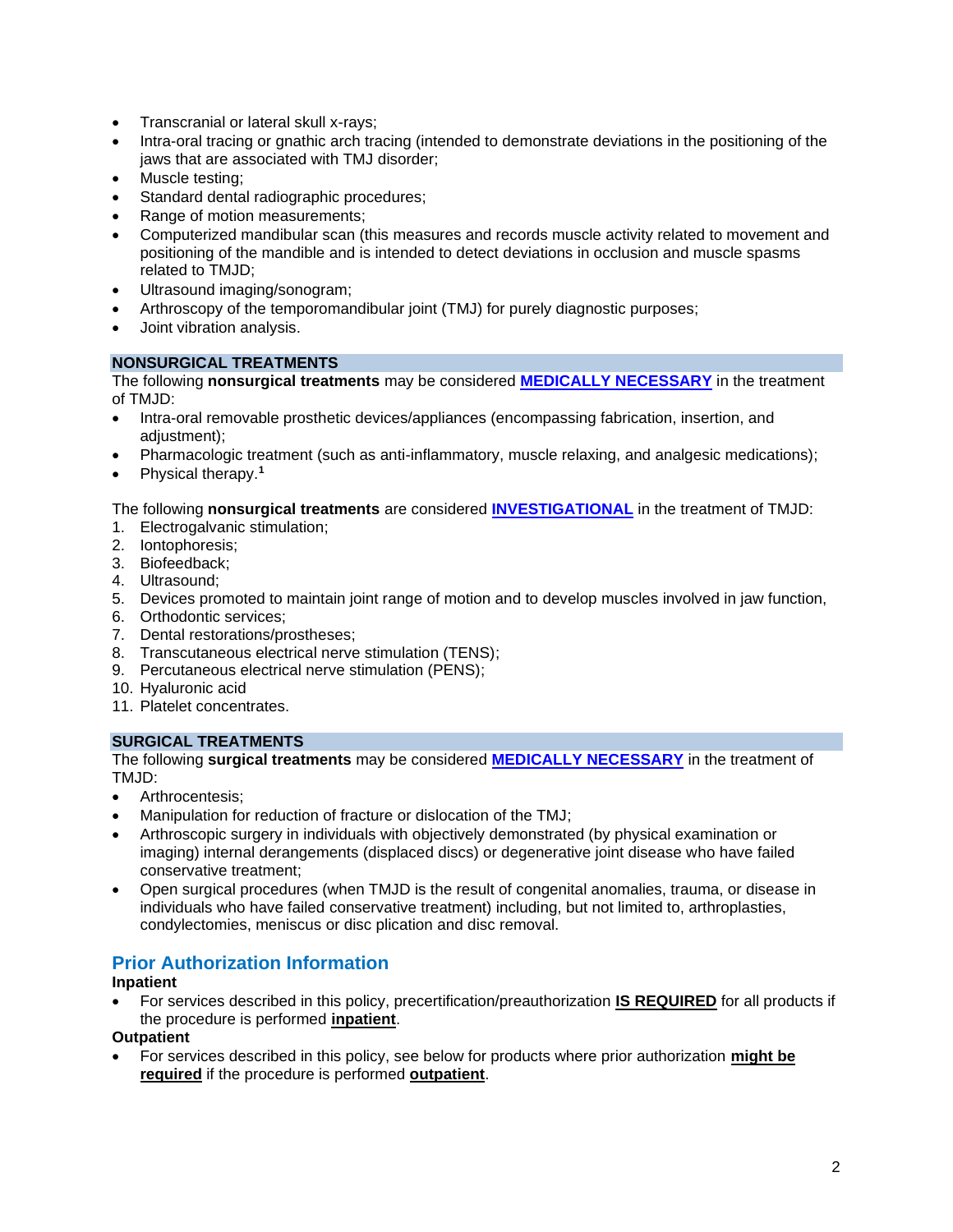- Transcranial or lateral skull x-rays;
- Intra-oral tracing or gnathic arch tracing (intended to demonstrate deviations in the positioning of the jaws that are associated with TMJ disorder;
- Muscle testing;
- Standard dental radiographic procedures;
- Range of motion measurements;
- Computerized mandibular scan (this measures and records muscle activity related to movement and positioning of the mandible and is intended to detect deviations in occlusion and muscle spasms related to TMJD;
- Ultrasound imaging/sonogram;
- Arthroscopy of the temporomandibular joint (TMJ) for purely diagnostic purposes;
- Joint vibration analysis.

## NONSURGICAL TREATMENTS

The following **nonsurgical treatments** may be considered **MEDICALLY NECESSARY** in the treatment of TMJD:

- Intra-oral removable prosthetic devices/appliances (encompassing fabrication, insertion, and adjustment);
- Pharmacologic treatment (such as anti-inflammatory, muscle relaxing, and analgesic medications);
- Physical therapy.[1]

The following **nonsurgical treatments** are considered **INVESTIGATIONAL** in the treatment of TMJD:

1. Electrogalvanic stimulation;
2. Iontophoresis;
3. Biofeedback;
4. Ultrasound;
5. Devices promoted to maintain joint range of motion and to develop muscles involved in jaw function,
6. Orthodontic services;
7. Dental restorations/prostheses;
8. Transcutaneous electrical nerve stimulation (TENS);
9. Percutaneous electrical nerve stimulation (PENS);
10. Hyaluronic acid
11. Platelet concentrates.

## SURGICAL TREATMENTS

The following **surgical treatments** may be considered **MEDICALLY NECESSARY** in the treatment of TMJD:

- Arthrocentesis;
- Manipulation for reduction of fracture or dislocation of the TMJ;
- Arthroscopic surgery in individuals with objectively demonstrated (by physical examination or imaging) internal derangements (displaced discs) or degenerative joint disease who have failed conservative treatment;
- Open surgical procedures (when TMJD is the result of congenital anomalies, trauma, or disease in individuals who have failed conservative treatment) including, but not limited to, arthroplasties, condylectomies, meniscus or disc plication and disc removal.

## Prior Authorization Information

**Inpatient**

- For services described in this policy, precertification/preauthorization **IS REQUIRED** for all products if the procedure is performed **inpatient**.

**Outpatient**

- For services described in this policy, see below for products where prior authorization **might be required** if the procedure is performed **outpatient**.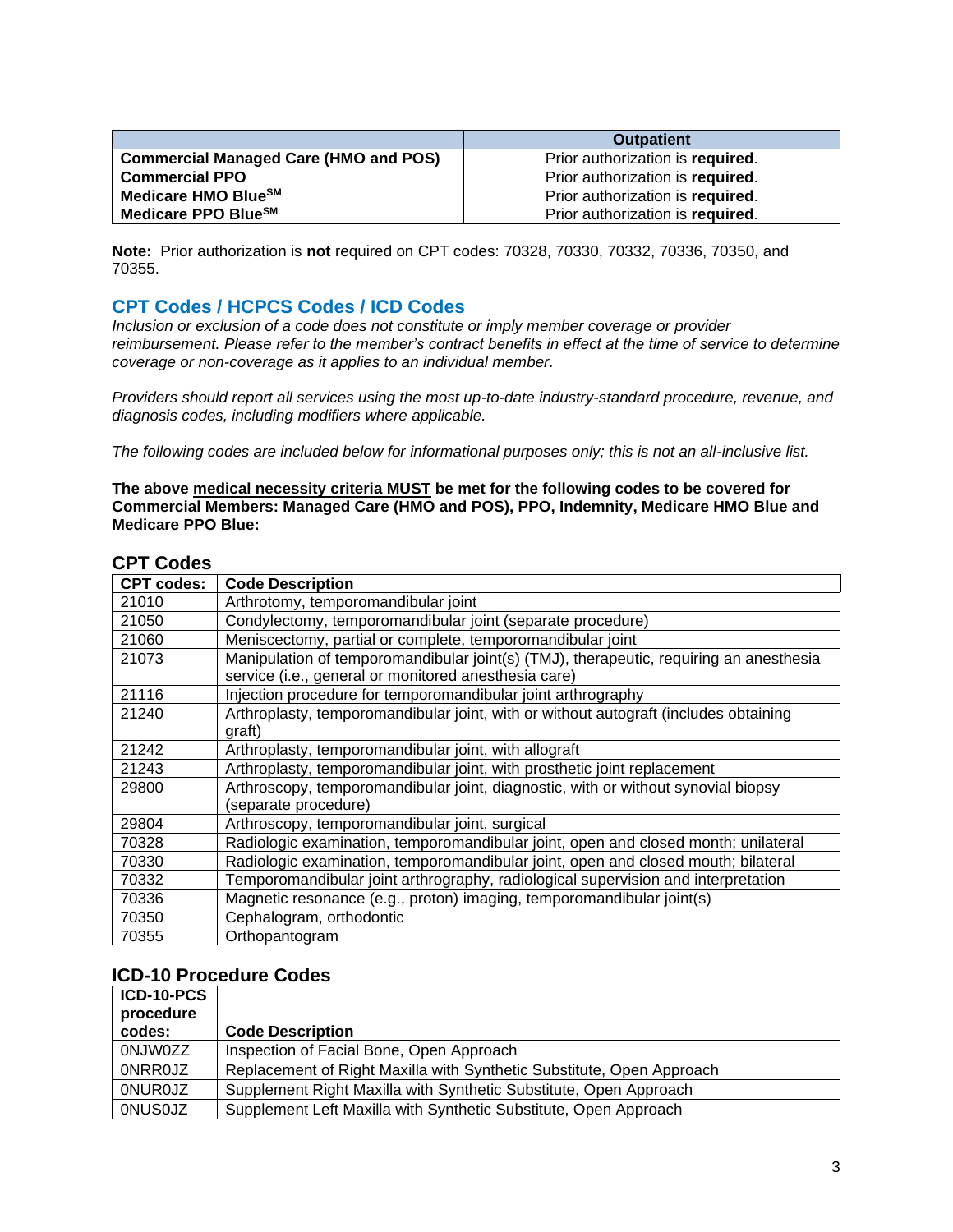| | Outpatient |
|---|---|
| **Commercial Managed Care (HMO and POS)** | Prior authorization is **required**. |
| **Commercial PPO** | Prior authorization is **required**. |
| **Medicare HMO Blue℠** | Prior authorization is **required**. |
| **Medicare PPO Blue℠** | Prior authorization is **required**. |

**Note:** Prior authorization is **not** required on CPT codes: 70328, 70330, 70332, 70336, 70350, and 70355.

## CPT Codes / HCPCS Codes / ICD Codes

*Inclusion or exclusion of a code does not constitute or imply member coverage or provider reimbursement. Please refer to the member's contract benefits in effect at the time of service to determine coverage or non-coverage as it applies to an individual member.*

*Providers should report all services using the most up-to-date industry-standard procedure, revenue, and diagnosis codes, including modifiers where applicable.*

*The following codes are included below for informational purposes only; this is not an all-inclusive list.*

**The above medical necessity criteria MUST be met for the following codes to be covered for Commercial Members: Managed Care (HMO and POS), PPO, Indemnity, Medicare HMO Blue and Medicare PPO Blue:**

### CPT Codes

| CPT codes: | Code Description |
|---|---|
| 21010 | Arthrotomy, temporomandibular joint |
| 21050 | Condylectomy, temporomandibular joint (separate procedure) |
| 21060 | Meniscectomy, partial or complete, temporomandibular joint |
| 21073 | Manipulation of temporomandibular joint(s) (TMJ), therapeutic, requiring an anesthesia service (i.e., general or monitored anesthesia care) |
| 21116 | Injection procedure for temporomandibular joint arthrography |
| 21240 | Arthroplasty, temporomandibular joint, with or without autograft (includes obtaining graft) |
| 21242 | Arthroplasty, temporomandibular joint, with allograft |
| 21243 | Arthroplasty, temporomandibular joint, with prosthetic joint replacement |
| 29800 | Arthroscopy, temporomandibular joint, diagnostic, with or without synovial biopsy (separate procedure) |
| 29804 | Arthroscopy, temporomandibular joint, surgical |
| 70328 | Radiologic examination, temporomandibular joint, open and closed month; unilateral |
| 70330 | Radiologic examination, temporomandibular joint, open and closed mouth; bilateral |
| 70332 | Temporomandibular joint arthrography, radiological supervision and interpretation |
| 70336 | Magnetic resonance (e.g., proton) imaging, temporomandibular joint(s) |
| 70350 | Cephalogram, orthodontic |
| 70355 | Orthopantogram |

### ICD-10 Procedure Codes

| ICD-10-PCS procedure codes: | Code Description |
|---|---|
| 0NJW0ZZ | Inspection of Facial Bone, Open Approach |
| 0NRR0JZ | Replacement of Right Maxilla with Synthetic Substitute, Open Approach |
| 0NUR0JZ | Supplement Right Maxilla with Synthetic Substitute, Open Approach |
| 0NUS0JZ | Supplement Left Maxilla with Synthetic Substitute, Open Approach |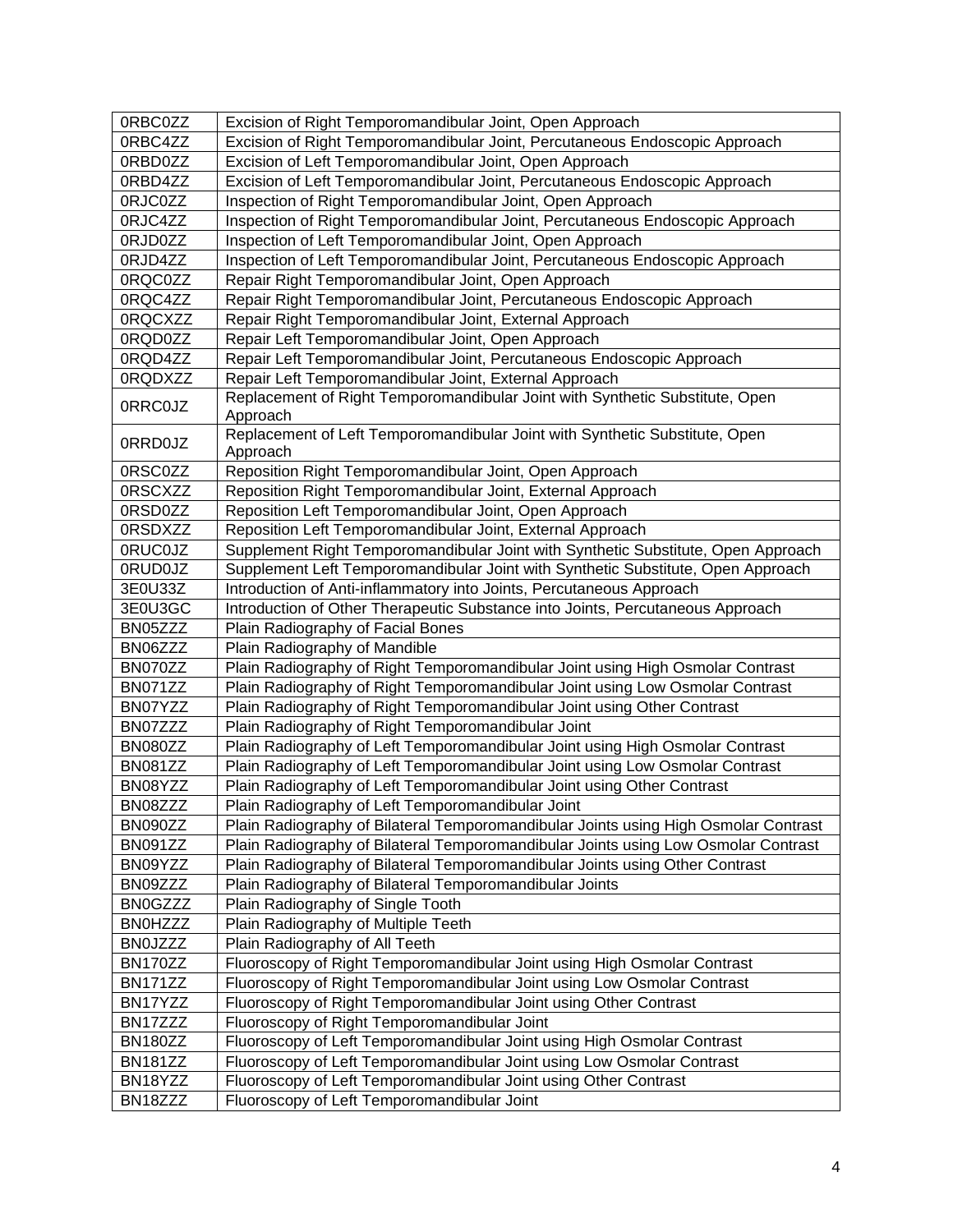| | |
|---|---|
| 0RBC0ZZ | Excision of Right Temporomandibular Joint, Open Approach |
| 0RBC4ZZ | Excision of Right Temporomandibular Joint, Percutaneous Endoscopic Approach |
| 0RBD0ZZ | Excision of Left Temporomandibular Joint, Open Approach |
| 0RBD4ZZ | Excision of Left Temporomandibular Joint, Percutaneous Endoscopic Approach |
| 0RJC0ZZ | Inspection of Right Temporomandibular Joint, Open Approach |
| 0RJC4ZZ | Inspection of Right Temporomandibular Joint, Percutaneous Endoscopic Approach |
| 0RJD0ZZ | Inspection of Left Temporomandibular Joint, Open Approach |
| 0RJD4ZZ | Inspection of Left Temporomandibular Joint, Percutaneous Endoscopic Approach |
| 0RQC0ZZ | Repair Right Temporomandibular Joint, Open Approach |
| 0RQC4ZZ | Repair Right Temporomandibular Joint, Percutaneous Endoscopic Approach |
| 0RQCXZZ | Repair Right Temporomandibular Joint, External Approach |
| 0RQD0ZZ | Repair Left Temporomandibular Joint, Open Approach |
| 0RQD4ZZ | Repair Left Temporomandibular Joint, Percutaneous Endoscopic Approach |
| 0RQDXZZ | Repair Left Temporomandibular Joint, External Approach |
| 0RRC0JZ | Replacement of Right Temporomandibular Joint with Synthetic Substitute, Open Approach |
| 0RRD0JZ | Replacement of Left Temporomandibular Joint with Synthetic Substitute, Open Approach |
| 0RSC0ZZ | Reposition Right Temporomandibular Joint, Open Approach |
| 0RSCXZZ | Reposition Right Temporomandibular Joint, External Approach |
| 0RSD0ZZ | Reposition Left Temporomandibular Joint, Open Approach |
| 0RSDXZZ | Reposition Left Temporomandibular Joint, External Approach |
| 0RUC0JZ | Supplement Right Temporomandibular Joint with Synthetic Substitute, Open Approach |
| 0RUD0JZ | Supplement Left Temporomandibular Joint with Synthetic Substitute, Open Approach |
| 3E0U33Z | Introduction of Anti-inflammatory into Joints, Percutaneous Approach |
| 3E0U3GC | Introduction of Other Therapeutic Substance into Joints, Percutaneous Approach |
| BN05ZZZ | Plain Radiography of Facial Bones |
| BN06ZZZ | Plain Radiography of Mandible |
| BN070ZZ | Plain Radiography of Right Temporomandibular Joint using High Osmolar Contrast |
| BN071ZZ | Plain Radiography of Right Temporomandibular Joint using Low Osmolar Contrast |
| BN07YZZ | Plain Radiography of Right Temporomandibular Joint using Other Contrast |
| BN07ZZZ | Plain Radiography of Right Temporomandibular Joint |
| BN080ZZ | Plain Radiography of Left Temporomandibular Joint using High Osmolar Contrast |
| BN081ZZ | Plain Radiography of Left Temporomandibular Joint using Low Osmolar Contrast |
| BN08YZZ | Plain Radiography of Left Temporomandibular Joint using Other Contrast |
| BN08ZZZ | Plain Radiography of Left Temporomandibular Joint |
| BN090ZZ | Plain Radiography of Bilateral Temporomandibular Joints using High Osmolar Contrast |
| BN091ZZ | Plain Radiography of Bilateral Temporomandibular Joints using Low Osmolar Contrast |
| BN09YZZ | Plain Radiography of Bilateral Temporomandibular Joints using Other Contrast |
| BN09ZZZ | Plain Radiography of Bilateral Temporomandibular Joints |
| BN0GZZZ | Plain Radiography of Single Tooth |
| BN0HZZZ | Plain Radiography of Multiple Teeth |
| BN0JZZZ | Plain Radiography of All Teeth |
| BN170ZZ | Fluoroscopy of Right Temporomandibular Joint using High Osmolar Contrast |
| BN171ZZ | Fluoroscopy of Right Temporomandibular Joint using Low Osmolar Contrast |
| BN17YZZ | Fluoroscopy of Right Temporomandibular Joint using Other Contrast |
| BN17ZZZ | Fluoroscopy of Right Temporomandibular Joint |
| BN180ZZ | Fluoroscopy of Left Temporomandibular Joint using High Osmolar Contrast |
| BN181ZZ | Fluoroscopy of Left Temporomandibular Joint using Low Osmolar Contrast |
| BN18YZZ | Fluoroscopy of Left Temporomandibular Joint using Other Contrast |
| BN18ZZZ | Fluoroscopy of Left Temporomandibular Joint |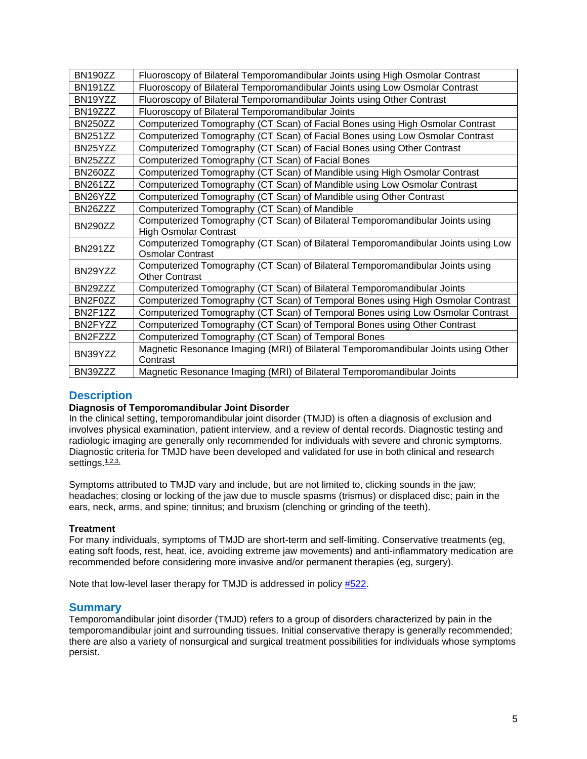| | |
|---|---|
| BN190ZZ | Fluoroscopy of Bilateral Temporomandibular Joints using High Osmolar Contrast |
| BN191ZZ | Fluoroscopy of Bilateral Temporomandibular Joints using Low Osmolar Contrast |
| BN19YZZ | Fluoroscopy of Bilateral Temporomandibular Joints using Other Contrast |
| BN19ZZZ | Fluoroscopy of Bilateral Temporomandibular Joints |
| BN250ZZ | Computerized Tomography (CT Scan) of Facial Bones using High Osmolar Contrast |
| BN251ZZ | Computerized Tomography (CT Scan) of Facial Bones using Low Osmolar Contrast |
| BN25YZZ | Computerized Tomography (CT Scan) of Facial Bones using Other Contrast |
| BN25ZZZ | Computerized Tomography (CT Scan) of Facial Bones |
| BN260ZZ | Computerized Tomography (CT Scan) of Mandible using High Osmolar Contrast |
| BN261ZZ | Computerized Tomography (CT Scan) of Mandible using Low Osmolar Contrast |
| BN26YZZ | Computerized Tomography (CT Scan) of Mandible using Other Contrast |
| BN26ZZZ | Computerized Tomography (CT Scan) of Mandible |
| BN290ZZ | Computerized Tomography (CT Scan) of Bilateral Temporomandibular Joints using High Osmolar Contrast |
| BN291ZZ | Computerized Tomography (CT Scan) of Bilateral Temporomandibular Joints using Low Osmolar Contrast |
| BN29YZZ | Computerized Tomography (CT Scan) of Bilateral Temporomandibular Joints using Other Contrast |
| BN29ZZZ | Computerized Tomography (CT Scan) of Bilateral Temporomandibular Joints |
| BN2F0ZZ | Computerized Tomography (CT Scan) of Temporal Bones using High Osmolar Contrast |
| BN2F1ZZ | Computerized Tomography (CT Scan) of Temporal Bones using Low Osmolar Contrast |
| BN2FYZZ | Computerized Tomography (CT Scan) of Temporal Bones using Other Contrast |
| BN2FZZZ | Computerized Tomography (CT Scan) of Temporal Bones |
| BN39YZZ | Magnetic Resonance Imaging (MRI) of Bilateral Temporomandibular Joints using Other Contrast |
| BN39ZZZ | Magnetic Resonance Imaging (MRI) of Bilateral Temporomandibular Joints |

## Description

**Diagnosis of Temporomandibular Joint Disorder**

In the clinical setting, temporomandibular joint disorder (TMJD) is often a diagnosis of exclusion and involves physical examination, patient interview, and a review of dental records. Diagnostic testing and radiologic imaging are generally only recommended for individuals with severe and chronic symptoms. Diagnostic criteria for TMJD have been developed and validated for use in both clinical and research settings.[1,2,3,]

Symptoms attributed to TMJD vary and include, but are not limited to, clicking sounds in the jaw; headaches; closing or locking of the jaw due to muscle spasms (trismus) or displaced disc; pain in the ears, neck, arms, and spine; tinnitus; and bruxism (clenching or grinding of the teeth).

**Treatment**

For many individuals, symptoms of TMJD are short-term and self-limiting. Conservative treatments (eg, eating soft foods, rest, heat, ice, avoiding extreme jaw movements) and anti-inflammatory medication are recommended before considering more invasive and/or permanent therapies (eg, surgery).

Note that low-level laser therapy for TMJD is addressed in policy #522.

## Summary

Temporomandibular joint disorder (TMJD) refers to a group of disorders characterized by pain in the temporomandibular joint and surrounding tissues. Initial conservative therapy is generally recommended; there are also a variety of nonsurgical and surgical treatment possibilities for individuals whose symptoms persist.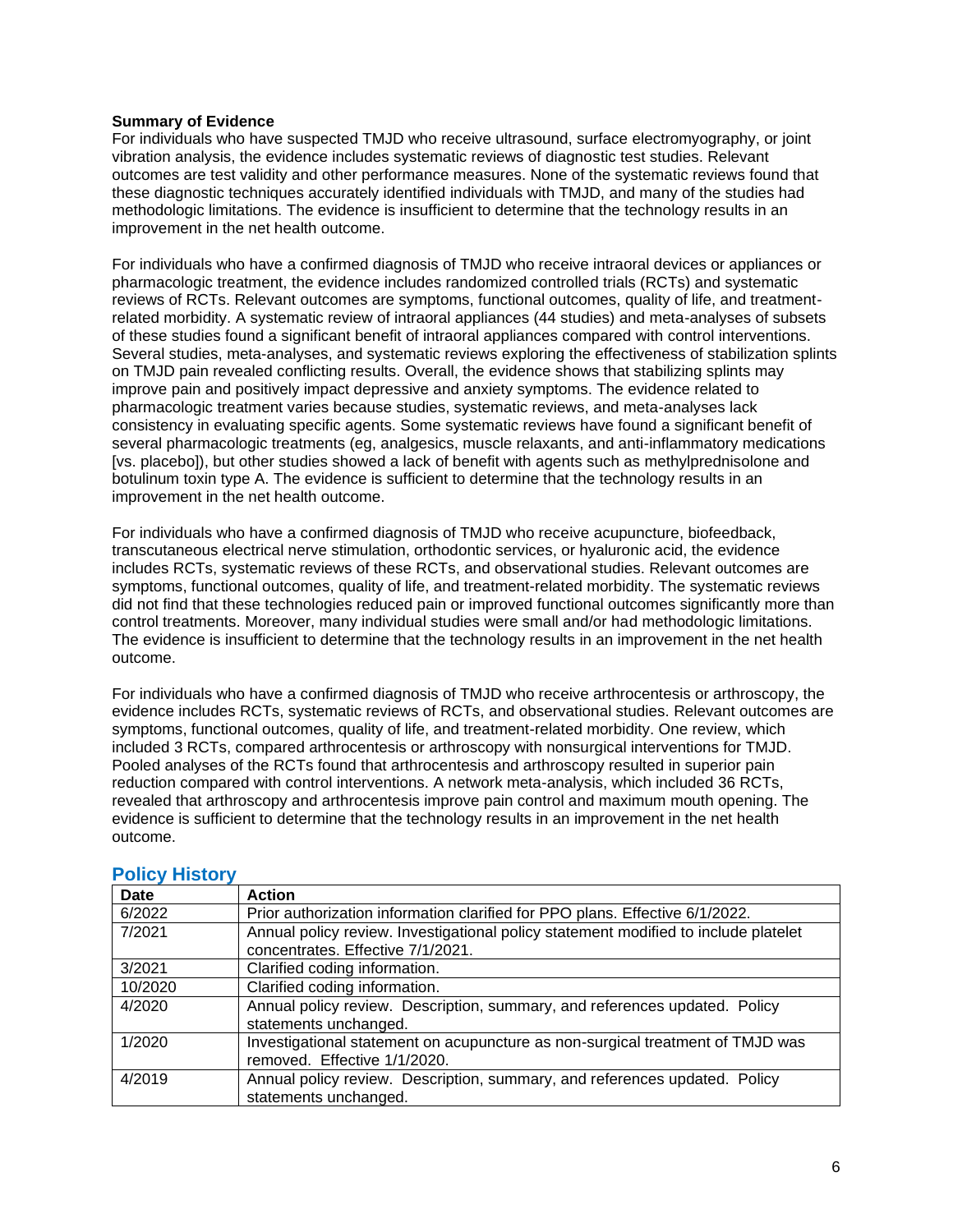**Summary of Evidence**

For individuals who have suspected TMJD who receive ultrasound, surface electromyography, or joint vibration analysis, the evidence includes systematic reviews of diagnostic test studies. Relevant outcomes are test validity and other performance measures. None of the systematic reviews found that these diagnostic techniques accurately identified individuals with TMJD, and many of the studies had methodologic limitations. The evidence is insufficient to determine that the technology results in an improvement in the net health outcome.

For individuals who have a confirmed diagnosis of TMJD who receive intraoral devices or appliances or pharmacologic treatment, the evidence includes randomized controlled trials (RCTs) and systematic reviews of RCTs. Relevant outcomes are symptoms, functional outcomes, quality of life, and treatment-related morbidity. A systematic review of intraoral appliances (44 studies) and meta-analyses of subsets of these studies found a significant benefit of intraoral appliances compared with control interventions. Several studies, meta-analyses, and systematic reviews exploring the effectiveness of stabilization splints on TMJD pain revealed conflicting results. Overall, the evidence shows that stabilizing splints may improve pain and positively impact depressive and anxiety symptoms. The evidence related to pharmacologic treatment varies because studies, systematic reviews, and meta-analyses lack consistency in evaluating specific agents. Some systematic reviews have found a significant benefit of several pharmacologic treatments (eg, analgesics, muscle relaxants, and anti-inflammatory medications [vs. placebo]), but other studies showed a lack of benefit with agents such as methylprednisolone and botulinum toxin type A. The evidence is sufficient to determine that the technology results in an improvement in the net health outcome.

For individuals who have a confirmed diagnosis of TMJD who receive acupuncture, biofeedback, transcutaneous electrical nerve stimulation, orthodontic services, or hyaluronic acid, the evidence includes RCTs, systematic reviews of these RCTs, and observational studies. Relevant outcomes are symptoms, functional outcomes, quality of life, and treatment-related morbidity. The systematic reviews did not find that these technologies reduced pain or improved functional outcomes significantly more than control treatments. Moreover, many individual studies were small and/or had methodologic limitations. The evidence is insufficient to determine that the technology results in an improvement in the net health outcome.

For individuals who have a confirmed diagnosis of TMJD who receive arthrocentesis or arthroscopy, the evidence includes RCTs, systematic reviews of RCTs, and observational studies. Relevant outcomes are symptoms, functional outcomes, quality of life, and treatment-related morbidity. One review, which included 3 RCTs, compared arthrocentesis or arthroscopy with nonsurgical interventions for TMJD. Pooled analyses of the RCTs found that arthrocentesis and arthroscopy resulted in superior pain reduction compared with control interventions. A network meta-analysis, which included 36 RCTs, revealed that arthroscopy and arthrocentesis improve pain control and maximum mouth opening. The evidence is sufficient to determine that the technology results in an improvement in the net health outcome.

## Policy History

| Date | Action |
|---|---|
| 6/2022 | Prior authorization information clarified for PPO plans. Effective 6/1/2022. |
| 7/2021 | Annual policy review. Investigational policy statement modified to include platelet concentrates. Effective 7/1/2021. |
| 3/2021 | Clarified coding information. |
| 10/2020 | Clarified coding information. |
| 4/2020 | Annual policy review. Description, summary, and references updated. Policy statements unchanged. |
| 1/2020 | Investigational statement on acupuncture as non-surgical treatment of TMJD was removed. Effective 1/1/2020. |
| 4/2019 | Annual policy review. Description, summary, and references updated. Policy statements unchanged. |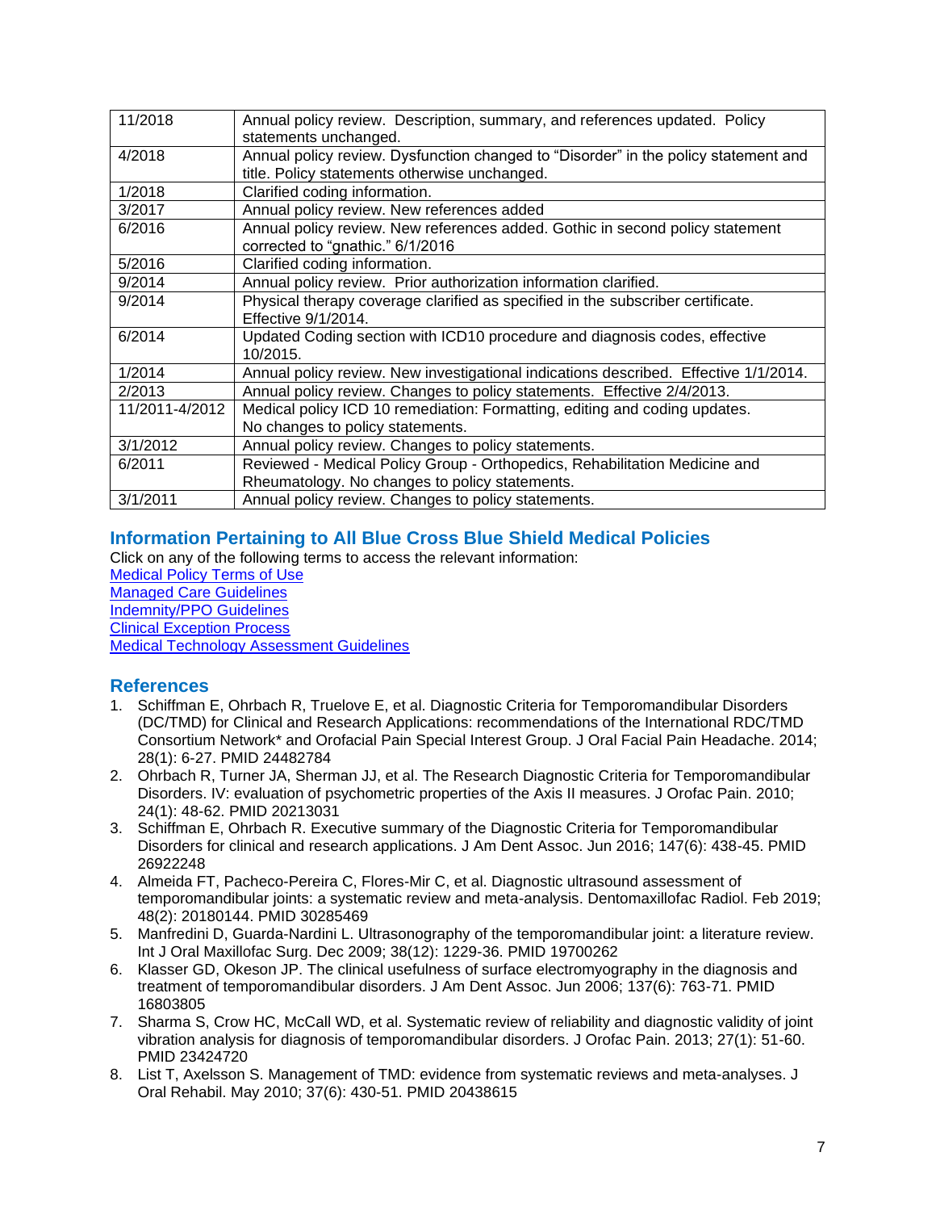| | |
|---|---|
| 11/2018 | Annual policy review. Description, summary, and references updated. Policy statements unchanged. |
| 4/2018 | Annual policy review. Dysfunction changed to "Disorder" in the policy statement and title. Policy statements otherwise unchanged. |
| 1/2018 | Clarified coding information. |
| 3/2017 | Annual policy review. New references added |
| 6/2016 | Annual policy review. New references added. Gothic in second policy statement corrected to "gnathic." 6/1/2016 |
| 5/2016 | Clarified coding information. |
| 9/2014 | Annual policy review. Prior authorization information clarified. |
| 9/2014 | Physical therapy coverage clarified as specified in the subscriber certificate. Effective 9/1/2014. |
| 6/2014 | Updated Coding section with ICD10 procedure and diagnosis codes, effective 10/2015. |
| 1/2014 | Annual policy review. New investigational indications described. Effective 1/1/2014. |
| 2/2013 | Annual policy review. Changes to policy statements. Effective 2/4/2013. |
| 11/2011-4/2012 | Medical policy ICD 10 remediation: Formatting, editing and coding updates. No changes to policy statements. |
| 3/1/2012 | Annual policy review. Changes to policy statements. |
| 6/2011 | Reviewed - Medical Policy Group - Orthopedics, Rehabilitation Medicine and Rheumatology. No changes to policy statements. |
| 3/1/2011 | Annual policy review. Changes to policy statements. |

## Information Pertaining to All Blue Cross Blue Shield Medical Policies

Click on any of the following terms to access the relevant information:

Medical Policy Terms of Use
Managed Care Guidelines
Indemnity/PPO Guidelines
Clinical Exception Process
Medical Technology Assessment Guidelines

## References

1. Schiffman E, Ohrbach R, Truelove E, et al. Diagnostic Criteria for Temporomandibular Disorders (DC/TMD) for Clinical and Research Applications: recommendations of the International RDC/TMD Consortium Network* and Orofacial Pain Special Interest Group. J Oral Facial Pain Headache. 2014; 28(1): 6-27. PMID 24482784
2. Ohrbach R, Turner JA, Sherman JJ, et al. The Research Diagnostic Criteria for Temporomandibular Disorders. IV: evaluation of psychometric properties of the Axis II measures. J Orofac Pain. 2010; 24(1): 48-62. PMID 20213031
3. Schiffman E, Ohrbach R. Executive summary of the Diagnostic Criteria for Temporomandibular Disorders for clinical and research applications. J Am Dent Assoc. Jun 2016; 147(6): 438-45. PMID 26922248
4. Almeida FT, Pacheco-Pereira C, Flores-Mir C, et al. Diagnostic ultrasound assessment of temporomandibular joints: a systematic review and meta-analysis. Dentomaxillofac Radiol. Feb 2019; 48(2): 20180144. PMID 30285469
5. Manfredini D, Guarda-Nardini L. Ultrasonography of the temporomandibular joint: a literature review. Int J Oral Maxillofac Surg. Dec 2009; 38(12): 1229-36. PMID 19700262
6. Klasser GD, Okeson JP. The clinical usefulness of surface electromyography in the diagnosis and treatment of temporomandibular disorders. J Am Dent Assoc. Jun 2006; 137(6): 763-71. PMID 16803805
7. Sharma S, Crow HC, McCall WD, et al. Systematic review of reliability and diagnostic validity of joint vibration analysis for diagnosis of temporomandibular disorders. J Orofac Pain. 2013; 27(1): 51-60. PMID 23424720
8. List T, Axelsson S. Management of TMD: evidence from systematic reviews and meta-analyses. J Oral Rehabil. May 2010; 37(6): 430-51. PMID 20438615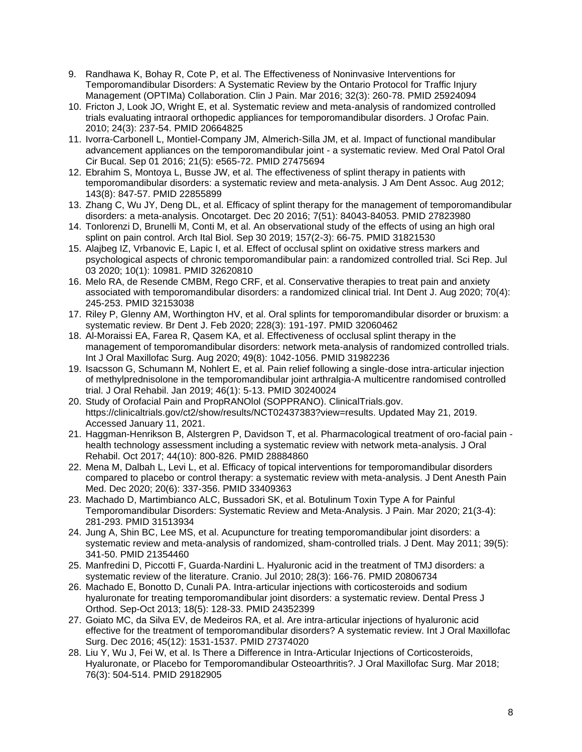9. Randhawa K, Bohay R, Cote P, et al. The Effectiveness of Noninvasive Interventions for Temporomandibular Disorders: A Systematic Review by the Ontario Protocol for Traffic Injury Management (OPTIMa) Collaboration. Clin J Pain. Mar 2016; 32(3): 260-78. PMID 25924094
10. Fricton J, Look JO, Wright E, et al. Systematic review and meta-analysis of randomized controlled trials evaluating intraoral orthopedic appliances for temporomandibular disorders. J Orofac Pain. 2010; 24(3): 237-54. PMID 20664825
11. Ivorra-Carbonell L, Montiel-Company JM, Almerich-Silla JM, et al. Impact of functional mandibular advancement appliances on the temporomandibular joint - a systematic review. Med Oral Patol Oral Cir Bucal. Sep 01 2016; 21(5): e565-72. PMID 27475694
12. Ebrahim S, Montoya L, Busse JW, et al. The effectiveness of splint therapy in patients with temporomandibular disorders: a systematic review and meta-analysis. J Am Dent Assoc. Aug 2012; 143(8): 847-57. PMID 22855899
13. Zhang C, Wu JY, Deng DL, et al. Efficacy of splint therapy for the management of temporomandibular disorders: a meta-analysis. Oncotarget. Dec 20 2016; 7(51): 84043-84053. PMID 27823980
14. Tonlorenzi D, Brunelli M, Conti M, et al. An observational study of the effects of using an high oral splint on pain control. Arch Ital Biol. Sep 30 2019; 157(2-3): 66-75. PMID 31821530
15. Alajbeg IZ, Vrbanovic E, Lapic I, et al. Effect of occlusal splint on oxidative stress markers and psychological aspects of chronic temporomandibular pain: a randomized controlled trial. Sci Rep. Jul 03 2020; 10(1): 10981. PMID 32620810
16. Melo RA, de Resende CMBM, Rego CRF, et al. Conservative therapies to treat pain and anxiety associated with temporomandibular disorders: a randomized clinical trial. Int Dent J. Aug 2020; 70(4): 245-253. PMID 32153038
17. Riley P, Glenny AM, Worthington HV, et al. Oral splints for temporomandibular disorder or bruxism: a systematic review. Br Dent J. Feb 2020; 228(3): 191-197. PMID 32060462
18. Al-Moraissi EA, Farea R, Qasem KA, et al. Effectiveness of occlusal splint therapy in the management of temporomandibular disorders: network meta-analysis of randomized controlled trials. Int J Oral Maxillofac Surg. Aug 2020; 49(8): 1042-1056. PMID 31982236
19. Isacsson G, Schumann M, Nohlert E, et al. Pain relief following a single-dose intra-articular injection of methylprednisolone in the temporomandibular joint arthralgia-A multicentre randomised controlled trial. J Oral Rehabil. Jan 2019; 46(1): 5-13. PMID 30240024
20. Study of Orofacial Pain and PropRANOlol (SOPPRANO). ClinicalTrials.gov. https://clinicaltrials.gov/ct2/show/results/NCT02437383?view=results. Updated May 21, 2019. Accessed January 11, 2021.
21. Haggman-Henrikson B, Alstergren P, Davidson T, et al. Pharmacological treatment of oro-facial pain - health technology assessment including a systematic review with network meta-analysis. J Oral Rehabil. Oct 2017; 44(10): 800-826. PMID 28884860
22. Mena M, Dalbah L, Levi L, et al. Efficacy of topical interventions for temporomandibular disorders compared to placebo or control therapy: a systematic review with meta-analysis. J Dent Anesth Pain Med. Dec 2020; 20(6): 337-356. PMID 33409363
23. Machado D, Martimbianco ALC, Bussadori SK, et al. Botulinum Toxin Type A for Painful Temporomandibular Disorders: Systematic Review and Meta-Analysis. J Pain. Mar 2020; 21(3-4): 281-293. PMID 31513934
24. Jung A, Shin BC, Lee MS, et al. Acupuncture for treating temporomandibular joint disorders: a systematic review and meta-analysis of randomized, sham-controlled trials. J Dent. May 2011; 39(5): 341-50. PMID 21354460
25. Manfredini D, Piccotti F, Guarda-Nardini L. Hyaluronic acid in the treatment of TMJ disorders: a systematic review of the literature. Cranio. Jul 2010; 28(3): 166-76. PMID 20806734
26. Machado E, Bonotto D, Cunali PA. Intra-articular injections with corticosteroids and sodium hyaluronate for treating temporomandibular joint disorders: a systematic review. Dental Press J Orthod. Sep-Oct 2013; 18(5): 128-33. PMID 24352399
27. Goiato MC, da Silva EV, de Medeiros RA, et al. Are intra-articular injections of hyaluronic acid effective for the treatment of temporomandibular disorders? A systematic review. Int J Oral Maxillofac Surg. Dec 2016; 45(12): 1531-1537. PMID 27374020
28. Liu Y, Wu J, Fei W, et al. Is There a Difference in Intra-Articular Injections of Corticosteroids, Hyaluronate, or Placebo for Temporomandibular Osteoarthritis?. J Oral Maxillofac Surg. Mar 2018; 76(3): 504-514. PMID 29182905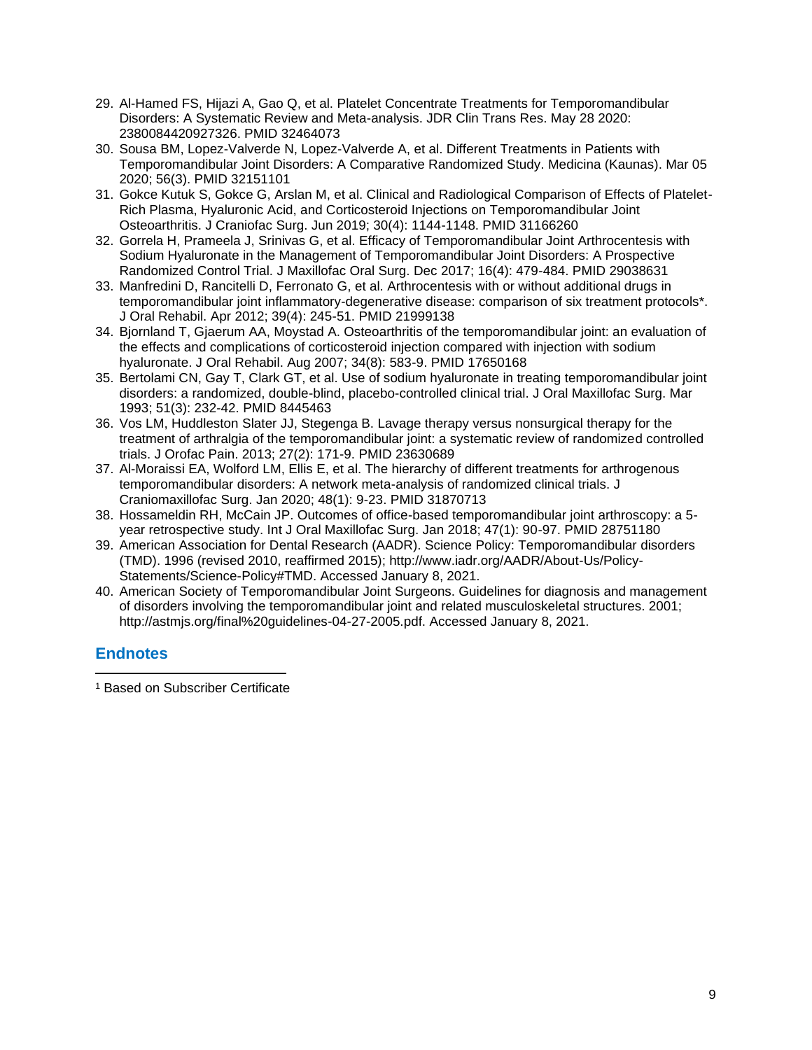29. Al-Hamed FS, Hijazi A, Gao Q, et al. Platelet Concentrate Treatments for Temporomandibular Disorders: A Systematic Review and Meta-analysis. JDR Clin Trans Res. May 28 2020: 2380084420927326. PMID 32464073
30. Sousa BM, Lopez-Valverde N, Lopez-Valverde A, et al. Different Treatments in Patients with Temporomandibular Joint Disorders: A Comparative Randomized Study. Medicina (Kaunas). Mar 05 2020; 56(3). PMID 32151101
31. Gokce Kutuk S, Gokce G, Arslan M, et al. Clinical and Radiological Comparison of Effects of Platelet-Rich Plasma, Hyaluronic Acid, and Corticosteroid Injections on Temporomandibular Joint Osteoarthritis. J Craniofac Surg. Jun 2019; 30(4): 1144-1148. PMID 31166260
32. Gorrela H, Prameela J, Srinivas G, et al. Efficacy of Temporomandibular Joint Arthrocentesis with Sodium Hyaluronate in the Management of Temporomandibular Joint Disorders: A Prospective Randomized Control Trial. J Maxillofac Oral Surg. Dec 2017; 16(4): 479-484. PMID 29038631
33. Manfredini D, Rancitelli D, Ferronato G, et al. Arthrocentesis with or without additional drugs in temporomandibular joint inflammatory-degenerative disease: comparison of six treatment protocols*. J Oral Rehabil. Apr 2012; 39(4): 245-51. PMID 21999138
34. Bjornland T, Gjaerum AA, Moystad A. Osteoarthritis of the temporomandibular joint: an evaluation of the effects and complications of corticosteroid injection compared with injection with sodium hyaluronate. J Oral Rehabil. Aug 2007; 34(8): 583-9. PMID 17650168
35. Bertolami CN, Gay T, Clark GT, et al. Use of sodium hyaluronate in treating temporomandibular joint disorders: a randomized, double-blind, placebo-controlled clinical trial. J Oral Maxillofac Surg. Mar 1993; 51(3): 232-42. PMID 8445463
36. Vos LM, Huddleston Slater JJ, Stegenga B. Lavage therapy versus nonsurgical therapy for the treatment of arthralgia of the temporomandibular joint: a systematic review of randomized controlled trials. J Orofac Pain. 2013; 27(2): 171-9. PMID 23630689
37. Al-Moraissi EA, Wolford LM, Ellis E, et al. The hierarchy of different treatments for arthrogenous temporomandibular disorders: A network meta-analysis of randomized clinical trials. J Craniomaxillofac Surg. Jan 2020; 48(1): 9-23. PMID 31870713
38. Hossameldin RH, McCain JP. Outcomes of office-based temporomandibular joint arthroscopy: a 5-year retrospective study. Int J Oral Maxillofac Surg. Jan 2018; 47(1): 90-97. PMID 28751180
39. American Association for Dental Research (AADR). Science Policy: Temporomandibular disorders (TMD). 1996 (revised 2010, reaffirmed 2015); http://www.iadr.org/AADR/About-Us/Policy-Statements/Science-Policy#TMD. Accessed January 8, 2021.
40. American Society of Temporomandibular Joint Surgeons. Guidelines for diagnosis and management of disorders involving the temporomandibular joint and related musculoskeletal structures. 2001; http://astmjs.org/final%20guidelines-04-27-2005.pdf. Accessed January 8, 2021.

## Endnotes

[1] Based on Subscriber Certificate